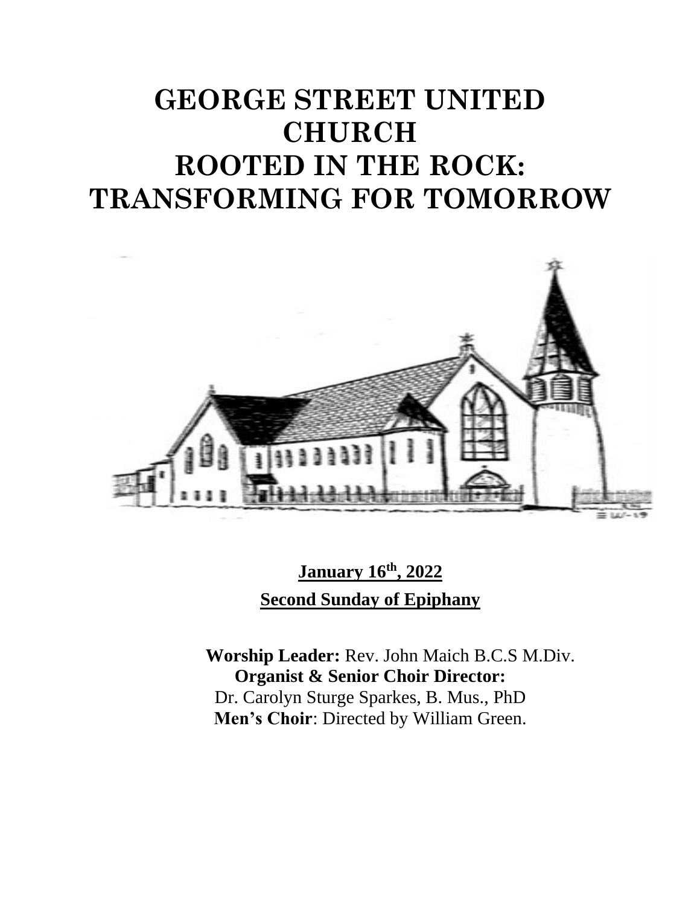# GEORGE STREET UNITED CHURCH
# ROOTED IN THE ROCK: TRANSFORMING FOR TOMORROW

**January 16th, 2022**

**Second Sunday of Epiphany**

**Worship Leader:** Rev. John Maich B.C.S M.Div.
**Organist & Senior Choir Director:**
Dr. Carolyn Sturge Sparkes, B. Mus., PhD
**Men's Choir**: Directed by William Green.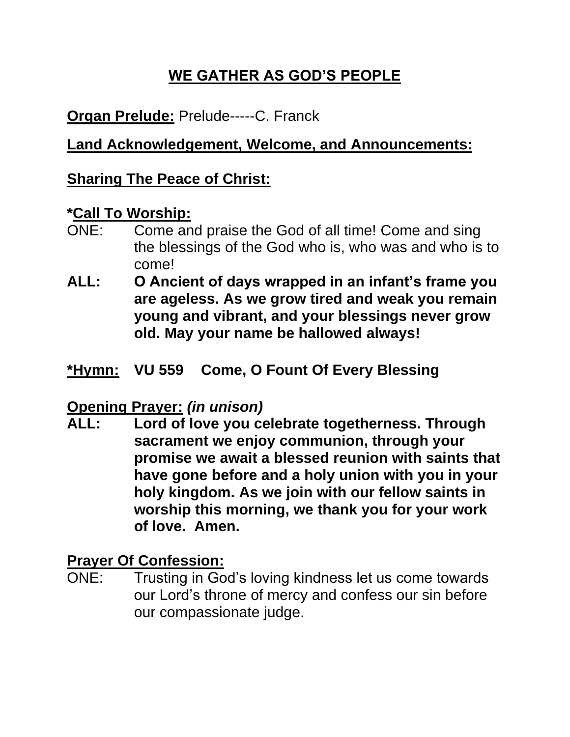## WE GATHER AS GOD'S PEOPLE

**Organ Prelude:** Prelude-----C. Franck

**Land Acknowledgement, Welcome, and Announcements:**

**Sharing The Peace of Christ:**

**\*Call To Worship:**

ONE: Come and praise the God of all time! Come and sing the blessings of the God who is, who was and who is to come!

**ALL: O Ancient of days wrapped in an infant's frame you are ageless. As we grow tired and weak you remain young and vibrant, and your blessings never grow old. May your name be hallowed always!**

**\*Hymn: VU 559 Come, O Fount Of Every Blessing**

**Opening Prayer:** ***(in unison)***

**ALL: Lord of love you celebrate togetherness. Through sacrament we enjoy communion, through your promise we await a blessed reunion with saints that have gone before and a holy union with you in your holy kingdom. As we join with our fellow saints in worship this morning, we thank you for your work of love. Amen.**

**Prayer Of Confession:**

ONE: Trusting in God's loving kindness let us come towards our Lord's throne of mercy and confess our sin before our compassionate judge.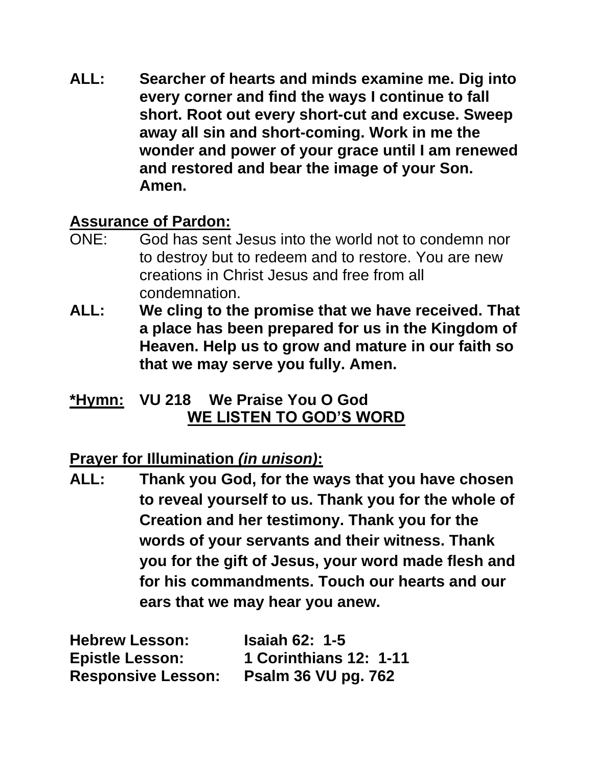**ALL:** **Searcher of hearts and minds examine me. Dig into every corner and find the ways I continue to fall short. Root out every short-cut and excuse. Sweep away all sin and short-coming. Work in me the wonder and power of your grace until I am renewed and restored and bear the image of your Son. Amen.**

**Assurance of Pardon:**

ONE: God has sent Jesus into the world not to condemn nor to destroy but to redeem and to restore. You are new creations in Christ Jesus and free from all condemnation.

**ALL:** **We cling to the promise that we have received. That a place has been prepared for us in the Kingdom of Heaven. Help us to grow and mature in our faith so that we may serve you fully. Amen.**

**\*Hymn:** **VU 218 We Praise You O God**

## WE LISTEN TO GOD'S WORD

**Prayer for Illumination *(in unison)*:**

**ALL:** **Thank you God, for the ways that you have chosen to reveal yourself to us. Thank you for the whole of Creation and her testimony. Thank you for the words of your servants and their witness. Thank you for the gift of Jesus, your word made flesh and for his commandments. Touch our hearts and our ears that we may hear you anew.**

**Hebrew Lesson:** **Isaiah 62: 1-5**
**Epistle Lesson:** **1 Corinthians 12: 1-11**
**Responsive Lesson:** **Psalm 36 VU pg. 762**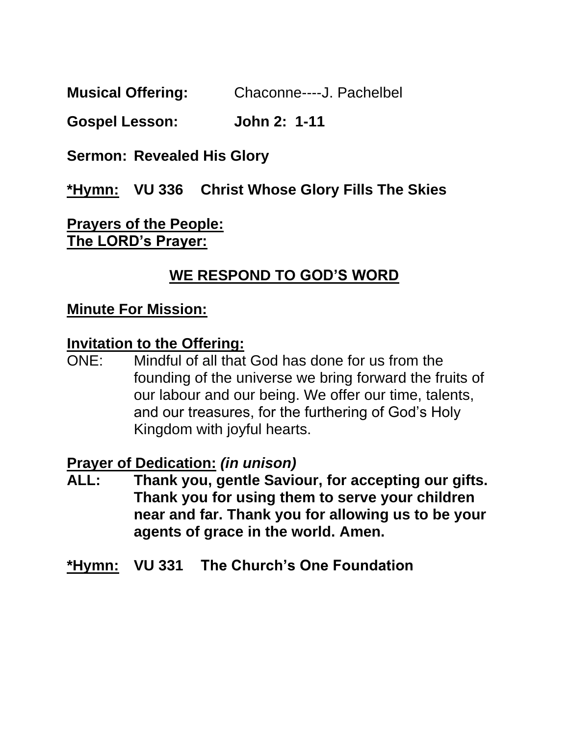**Musical Offering:** Chaconne----J. Pachelbel

**Gospel Lesson:** **John 2: 1-11**

**Sermon: Revealed His Glory**

**<u>*Hymn:</u> VU 336 Christ Whose Glory Fills The Skies**

**<u>Prayers of the People:</u>**
**<u>The LORD's Prayer:</u>**

## <u>WE RESPOND TO GOD'S WORD</u>

**<u>Minute For Mission:</u>**

**<u>Invitation to the Offering:</u>**

ONE: Mindful of all that God has done for us from the founding of the universe we bring forward the fruits of our labour and our being. We offer our time, talents, and our treasures, for the furthering of God's Holy Kingdom with joyful hearts.

**<u>Prayer of Dedication:</u>** ***(in unison)***

**ALL: Thank you, gentle Saviour, for accepting our gifts. Thank you for using them to serve your children near and far. Thank you for allowing us to be your agents of grace in the world. Amen.**

**<u>*Hymn:</u> VU 331 The Church's One Foundation**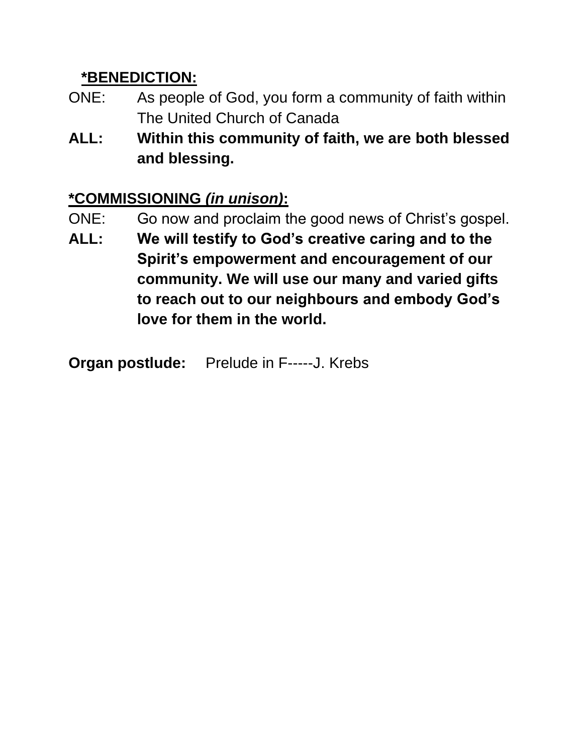**<u>*BENEDICTION:</u>**

ONE: As people of God, you form a community of faith within The United Church of Canada

**ALL: Within this community of faith, we are both blessed and blessing.**

**<u>*COMMISSIONING *(in unison)*</u>:**

ONE: Go now and proclaim the good news of Christ's gospel.

**ALL: We will testify to God's creative caring and to the Spirit's empowerment and encouragement of our community. We will use our many and varied gifts to reach out to our neighbours and embody God's love for them in the world.**

**Organ postlude:** Prelude in F-----J. Krebs